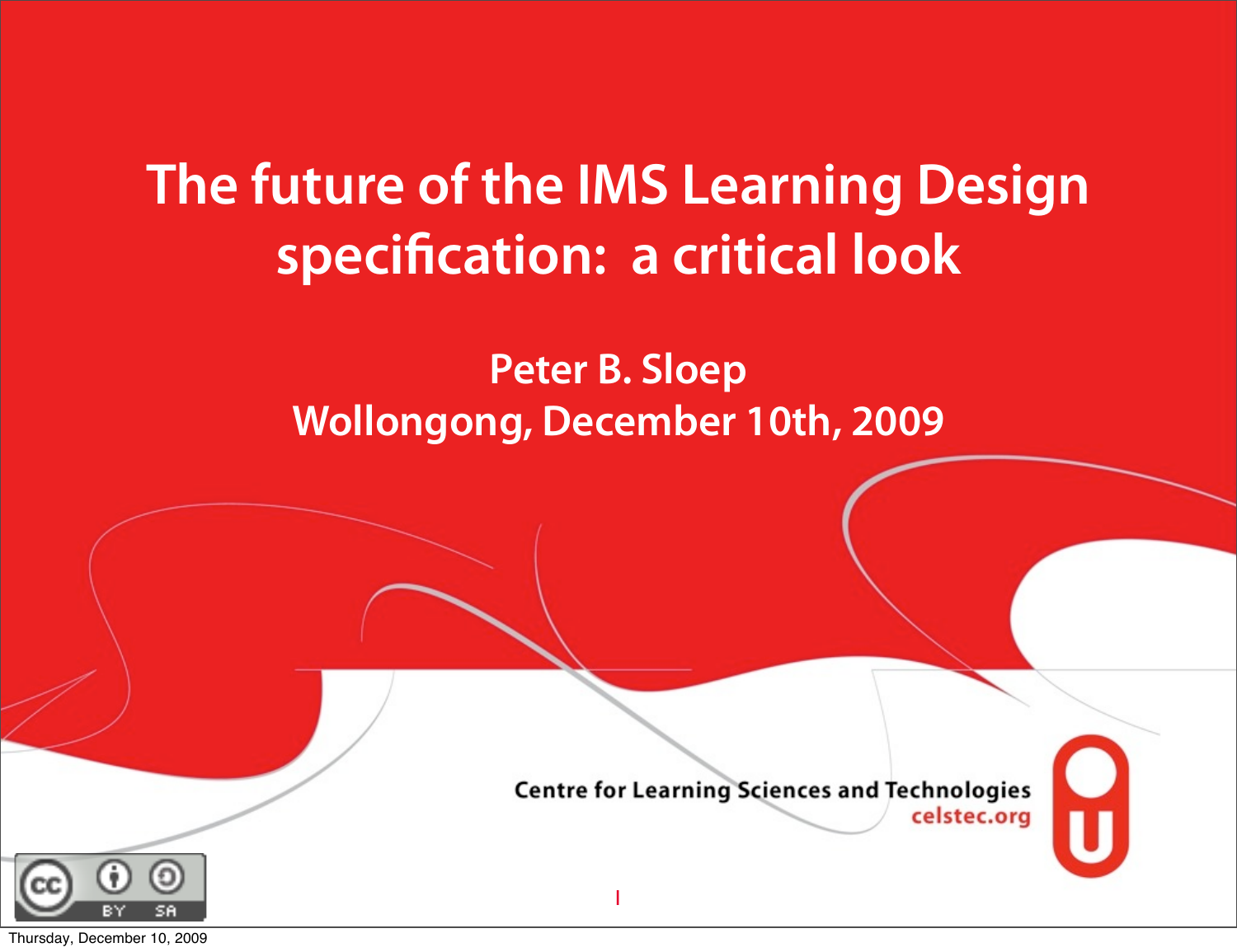# The future of the IMS Learning Design specification: a critical look

**Peter B. Sloep**
**Wollongong, December 10th, 2009**

Centre for Learning Sciences and Technologies
celstec.org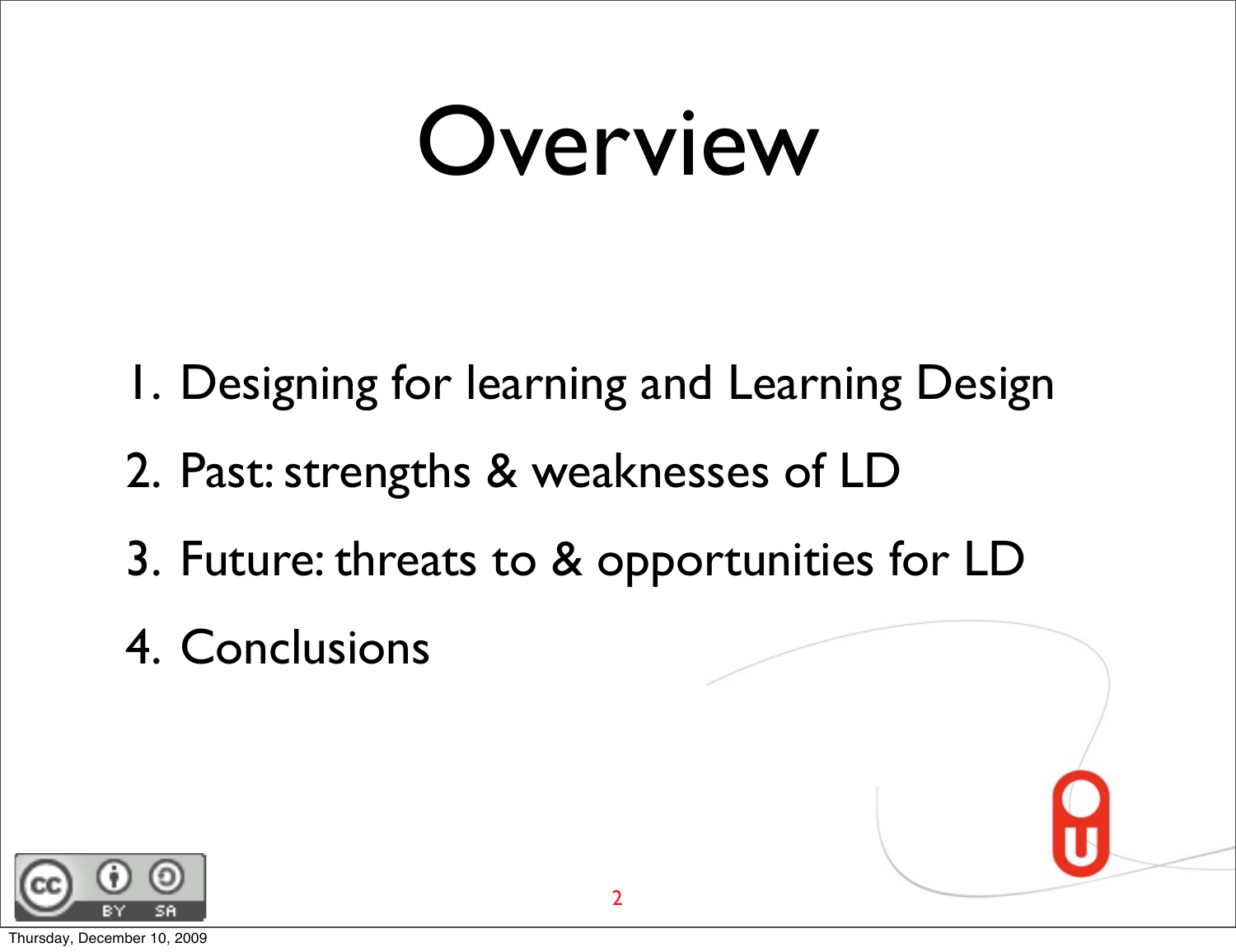# Overview

1. Designing for learning and Learning Design
2. Past: strengths & weaknesses of LD
3. Future: threats to & opportunities for LD
4. Conclusions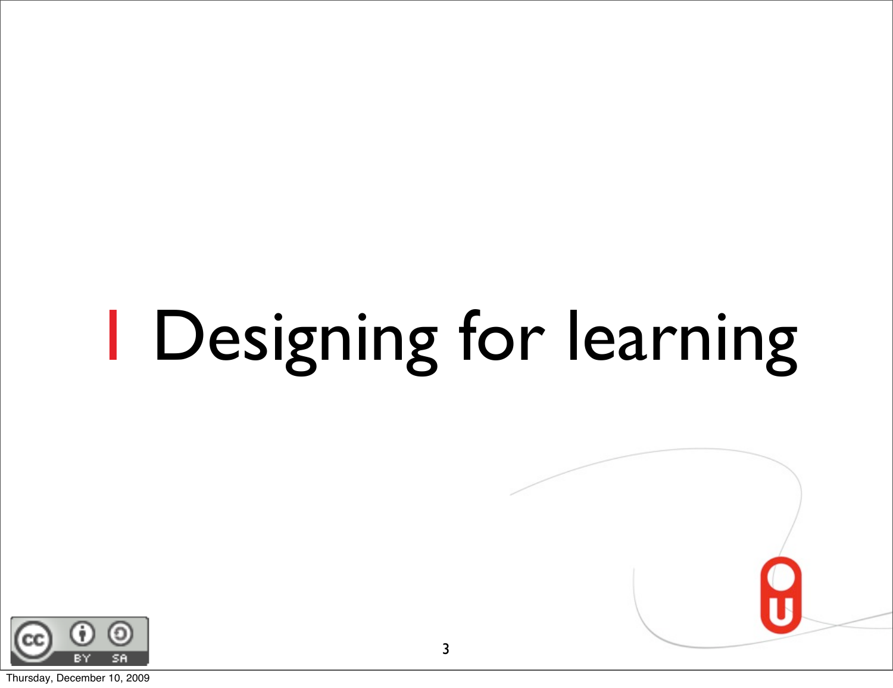# 1 Designing for learning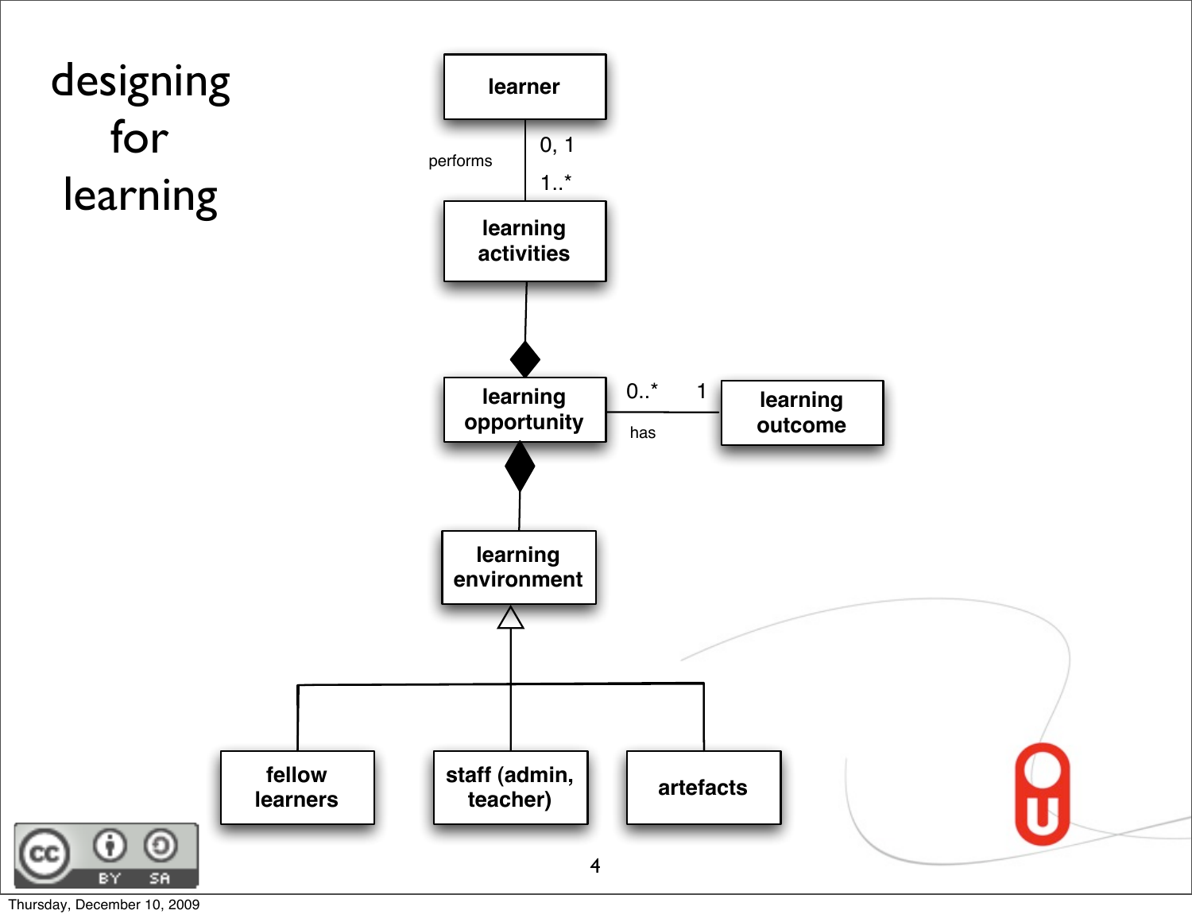# designing for learning

learner

performs

0, 1

1..*

learning activities

learning opportunity

0..*

1

has

learning outcome

learning environment

fellow learners

staff (admin, teacher)

artefacts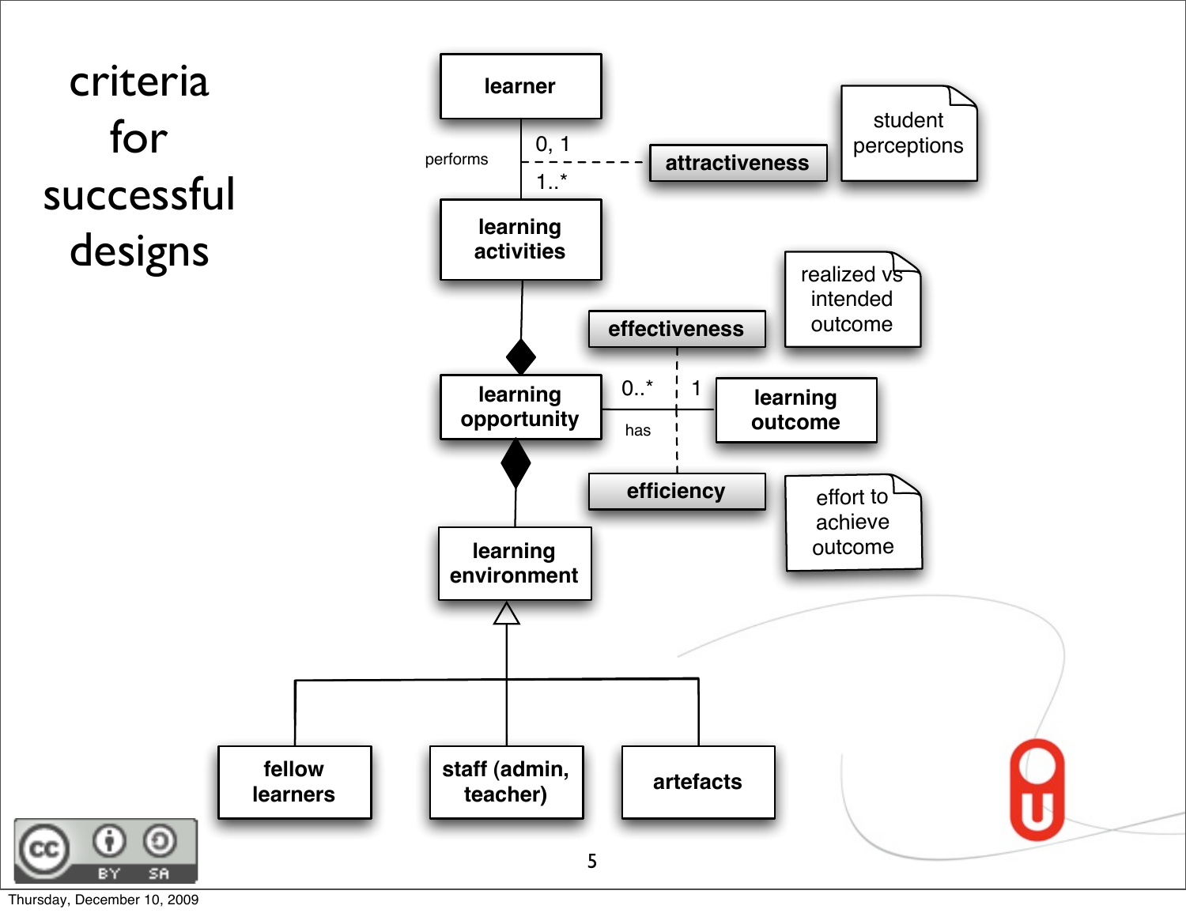# criteria for successful designs

learner

performs

0, 1

1..*

attractiveness

student perceptions

learning activities

effectiveness

realized vs intended outcome

learning opportunity

0..*

1

has

learning outcome

efficiency

effort to achieve outcome

learning environment

fellow learners

staff (admin, teacher)

artefacts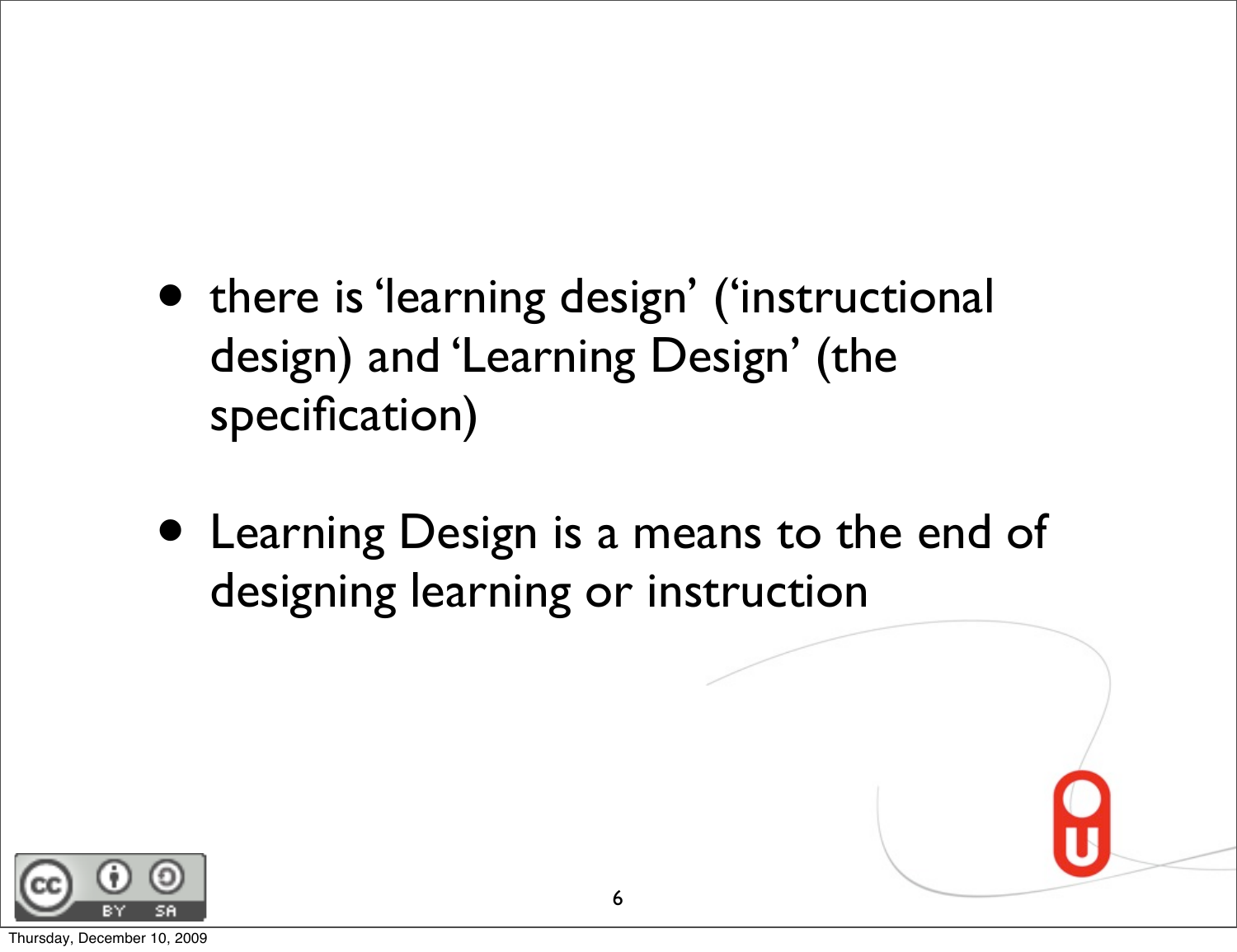- there is ‘learning design’ (‘instructional design) and ‘Learning Design’ (the specification)

- Learning Design is a means to the end of designing learning or instruction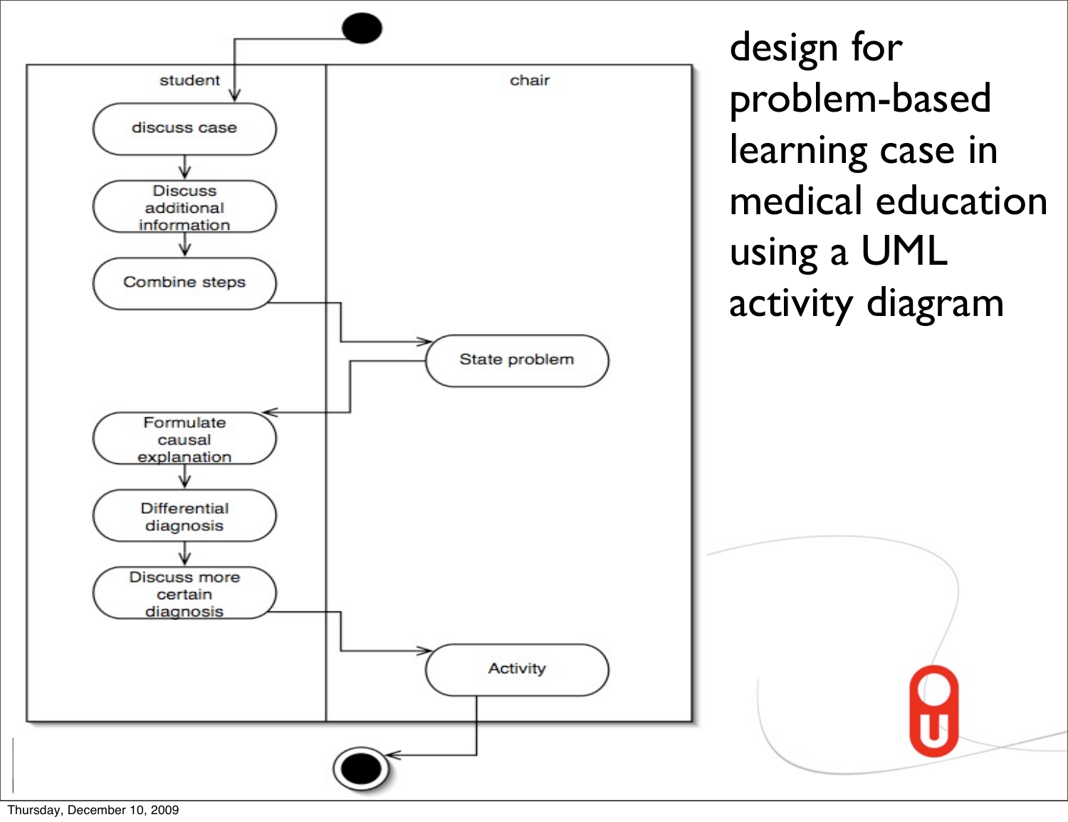# design for problem-based learning case in medical education using a UML activity diagram

student

- discuss case
- Discuss additional information
- Combine steps
- Formulate causal explanation
- Differential diagnosis
- Discuss more certain diagnosis

chair

- State problem
- Activity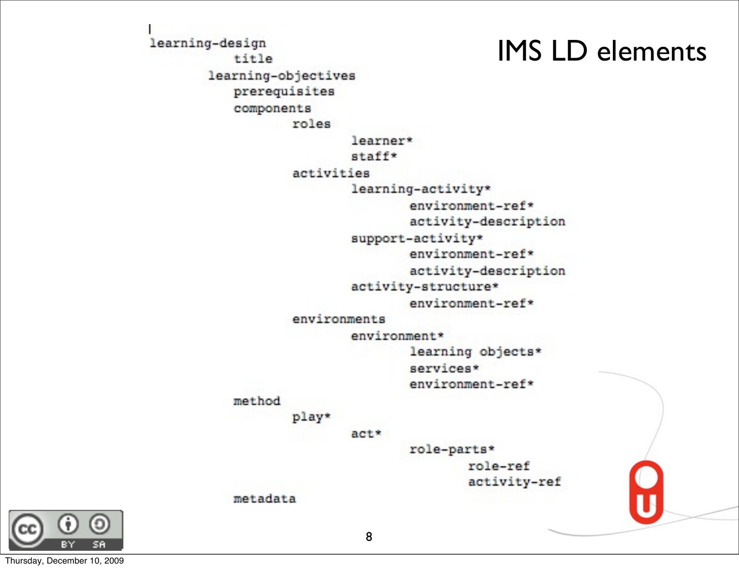# IMS LD elements

```
learning-design
        title
    learning-objectives
        prerequisites
        components
            roles
                learner*
                staff*
            activities
                learning-activity*
                    environment-ref*
                    activity-description
                support-activity*
                    environment-ref*
                    activity-description
                activity-structure*
                    environment-ref*
            environments
                environment*
                    learning objects*
                    services*
                    environment-ref*
        method
            play*
                act*
                    role-parts*
                        role-ref
                        activity-ref
        metadata
```

Thursday, December 10, 2009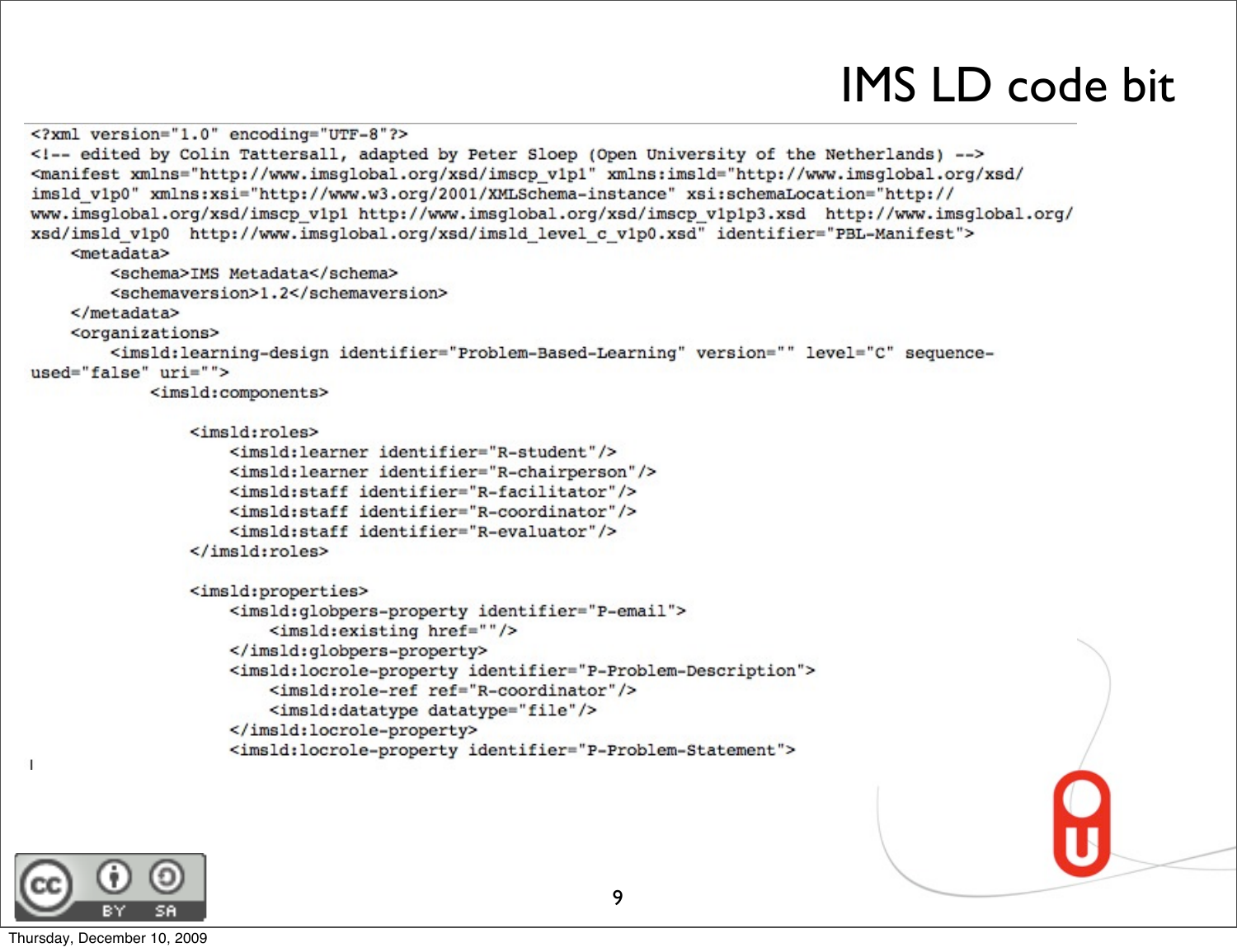# IMS LD code bit

```xml
<?xml version="1.0" encoding="UTF-8"?>
<!-- edited by Colin Tattersall, adapted by Peter Sloep (Open University of the Netherlands) -->
<manifest xmlns="http://www.imsglobal.org/xsd/imscp_v1p1" xmlns:imsld="http://www.imsglobal.org/xsd/
imsld_v1p0" xmlns:xsi="http://www.w3.org/2001/XMLSchema-instance" xsi:schemaLocation="http://
www.imsglobal.org/xsd/imscp_v1p1 http://www.imsglobal.org/xsd/imscp_v1p1p3.xsd  http://www.imsglobal.org/
xsd/imsld_v1p0  http://www.imsglobal.org/xsd/imsld_level_c_v1p0.xsd" identifier="PBL-Manifest">
    <metadata>
        <schema>IMS Metadata</schema>
        <schemaversion>1.2</schemaversion>
    </metadata>
    <organizations>
        <imsld:learning-design identifier="Problem-Based-Learning" version="" level="C" sequence-
used="false" uri="">
            <imsld:components>

                <imsld:roles>
                    <imsld:learner identifier="R-student"/>
                    <imsld:learner identifier="R-chairperson"/>
                    <imsld:staff identifier="R-facilitator"/>
                    <imsld:staff identifier="R-coordinator"/>
                    <imsld:staff identifier="R-evaluator"/>
                </imsld:roles>

                <imsld:properties>
                    <imsld:globpers-property identifier="P-email">
                        <imsld:existing href=""/>
                    </imsld:globpers-property>
                    <imsld:locrole-property identifier="P-Problem-Description">
                        <imsld:role-ref ref="R-coordinator"/>
                        <imsld:datatype datatype="file"/>
                    </imsld:locrole-property>
                    <imsld:locrole-property identifier="P-Problem-Statement">
```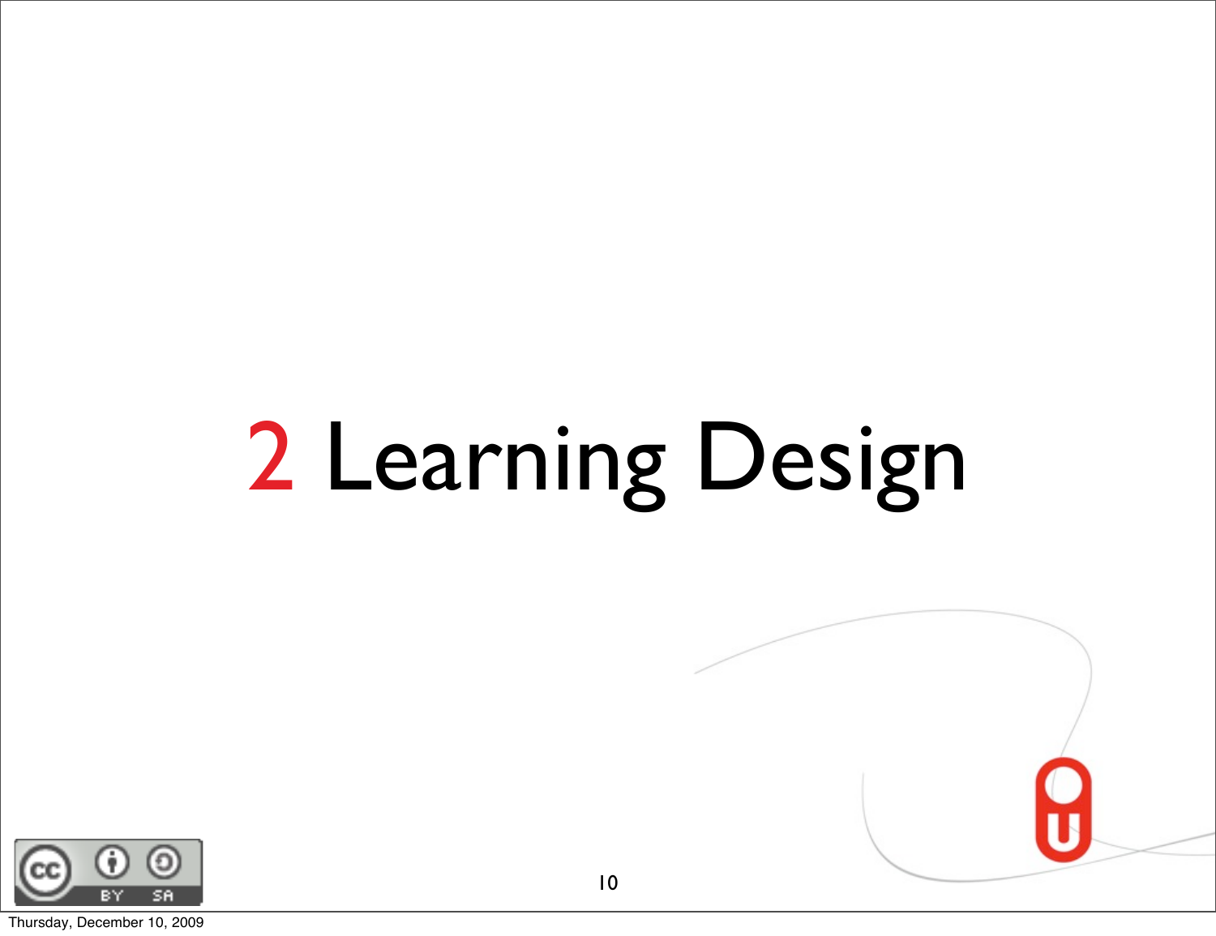# 2 Learning Design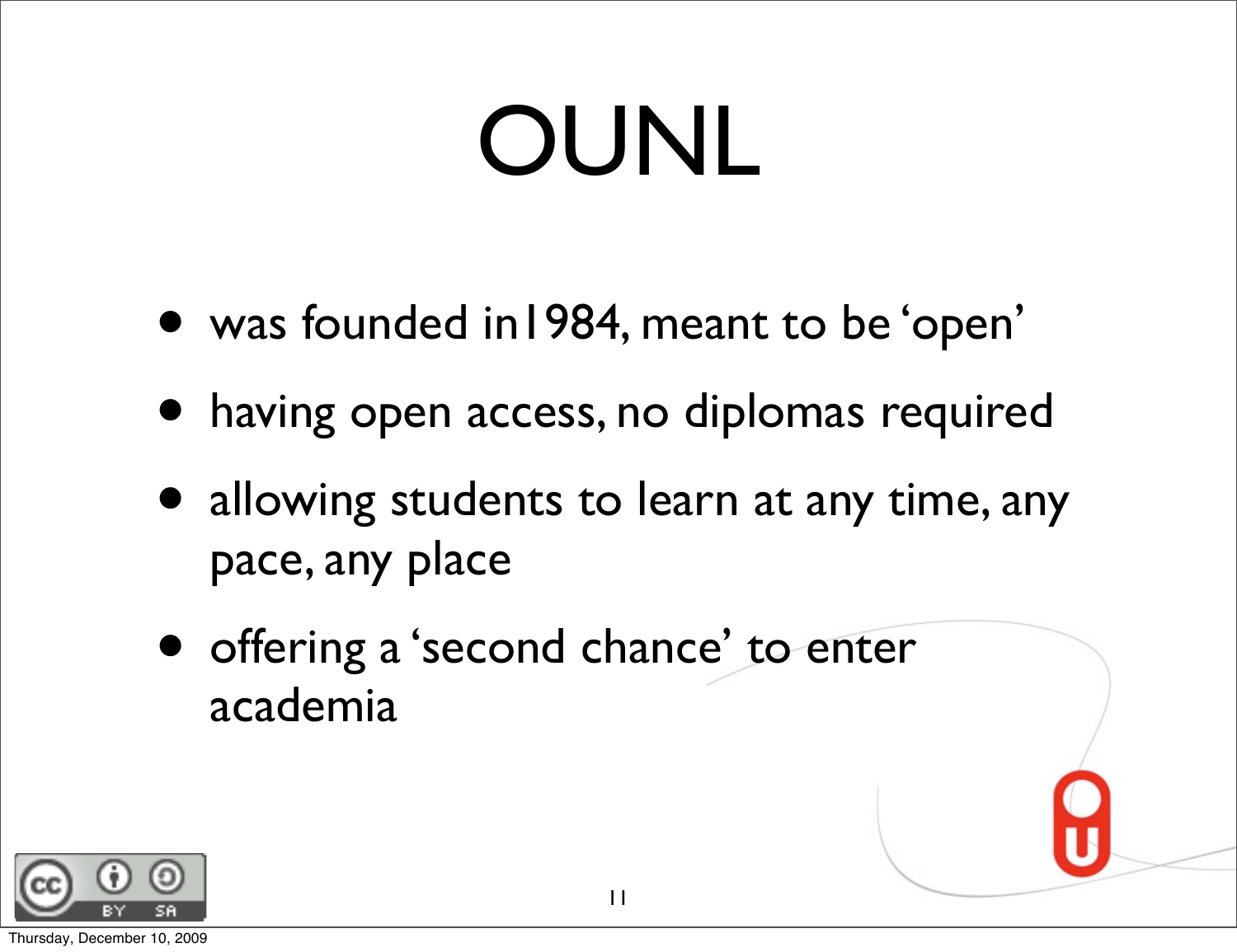# OUNL

- was founded in1984, meant to be ‘open’
- having open access, no diplomas required
- allowing students to learn at any time, any pace, any place
- offering a ‘second chance’ to enter academia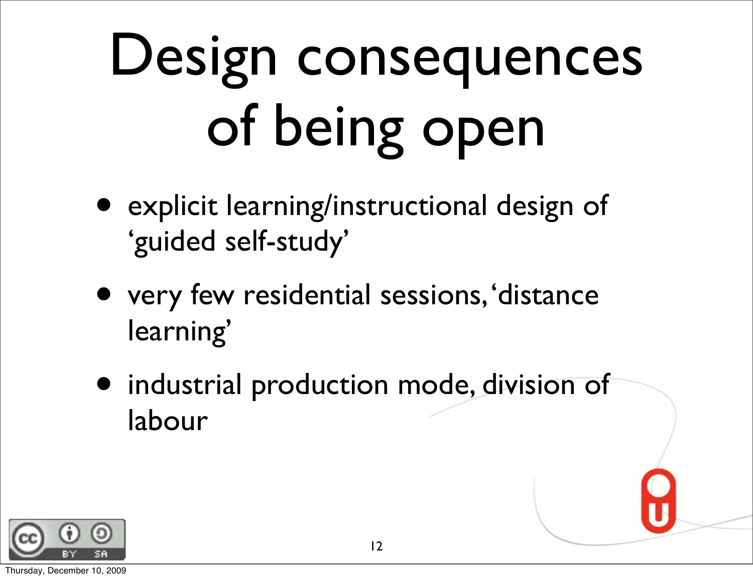# Design consequences of being open

- explicit learning/instructional design of 'guided self-study'
- very few residential sessions, 'distance learning'
- industrial production mode, division of labour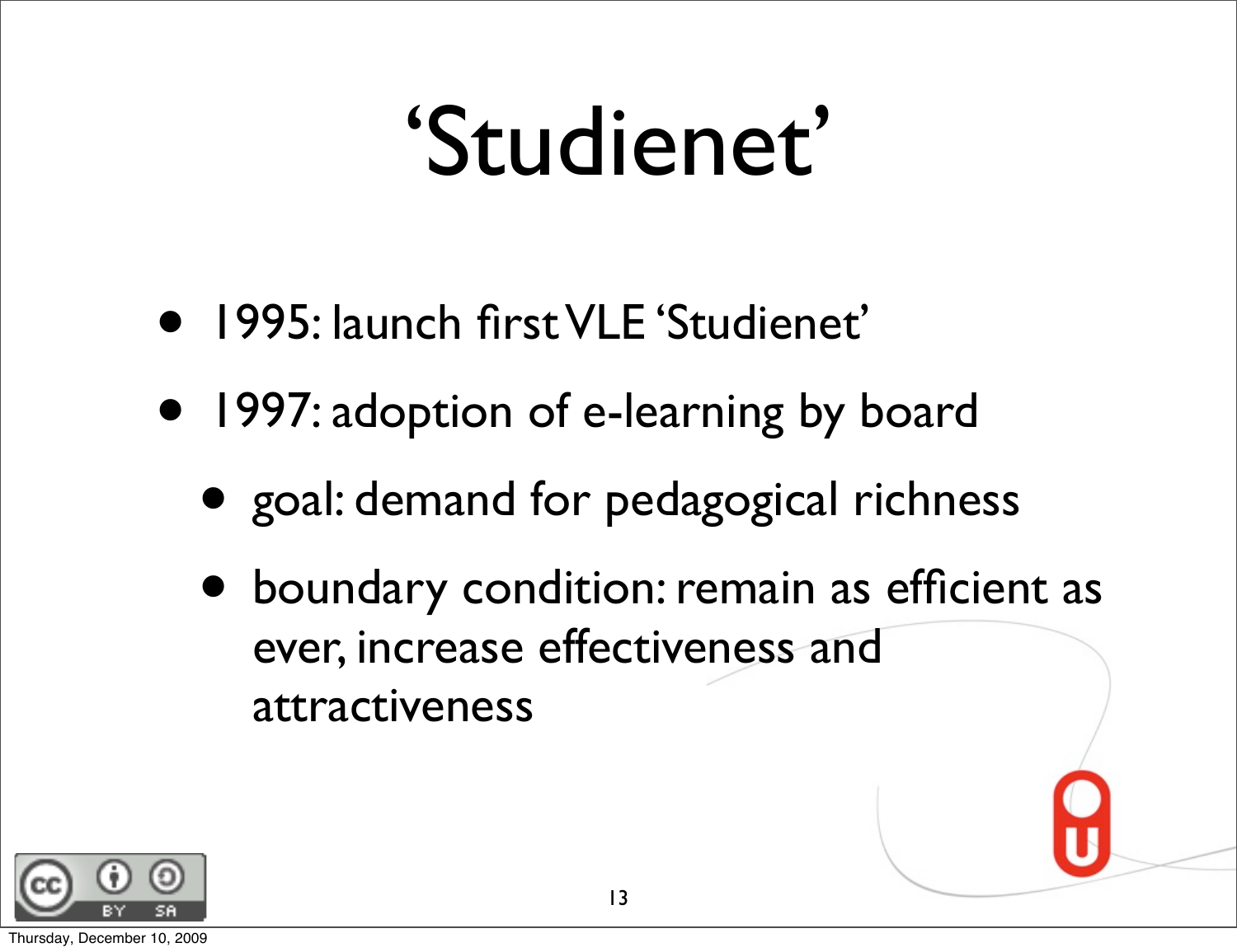# ‘Studienet’

- 1995: launch first VLE ‘Studienet’
- 1997: adoption of e-learning by board
  - goal: demand for pedagogical richness
  - boundary condition: remain as efficient as ever, increase effectiveness and attractiveness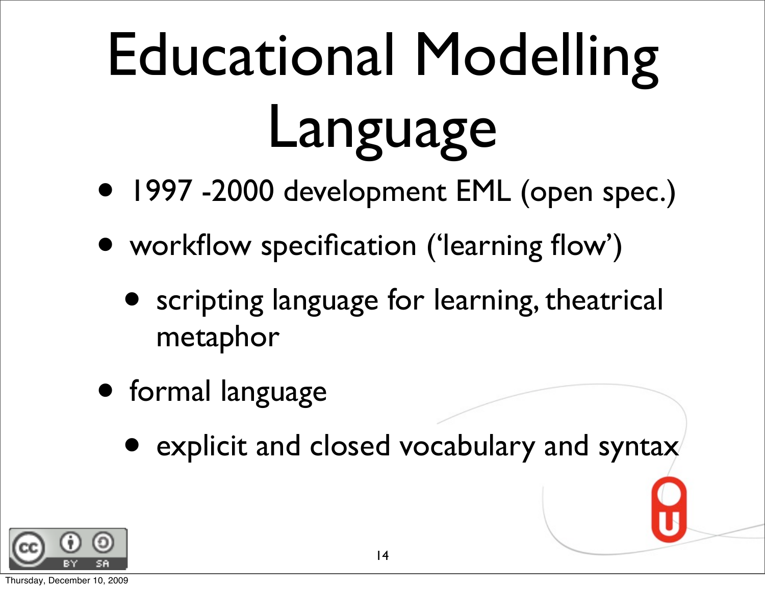# Educational Modelling Language

- 1997 -2000 development EML (open spec.)
- workflow specification (‘learning flow’)
  - scripting language for learning, theatrical metaphor
- formal language
  - explicit and closed vocabulary and syntax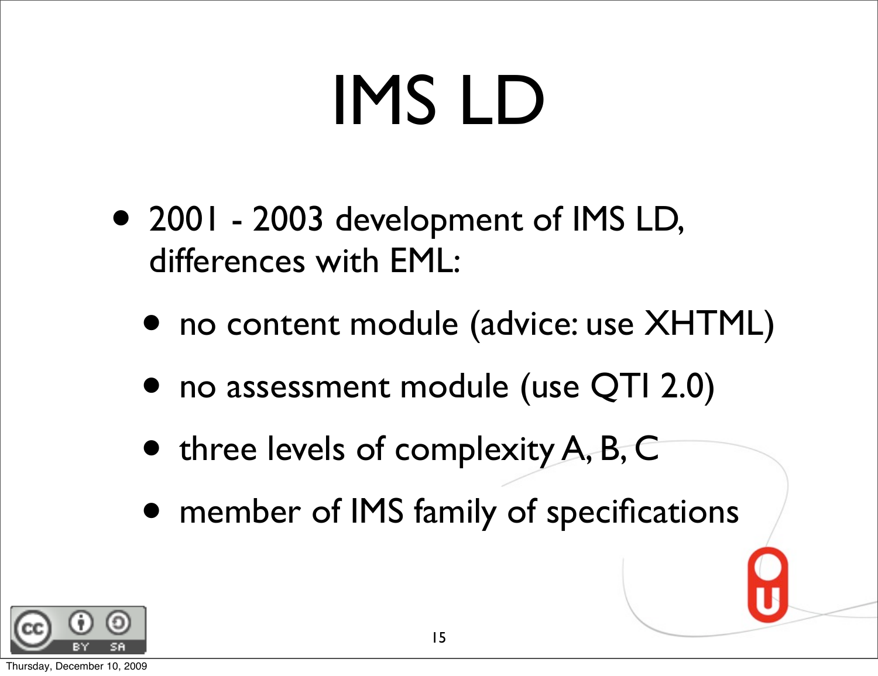# IMS LD

- 2001 - 2003 development of IMS LD, differences with EML:
  - no content module (advice: use XHTML)
  - no assessment module (use QTI 2.0)
  - three levels of complexity A, B, C
  - member of IMS family of specifications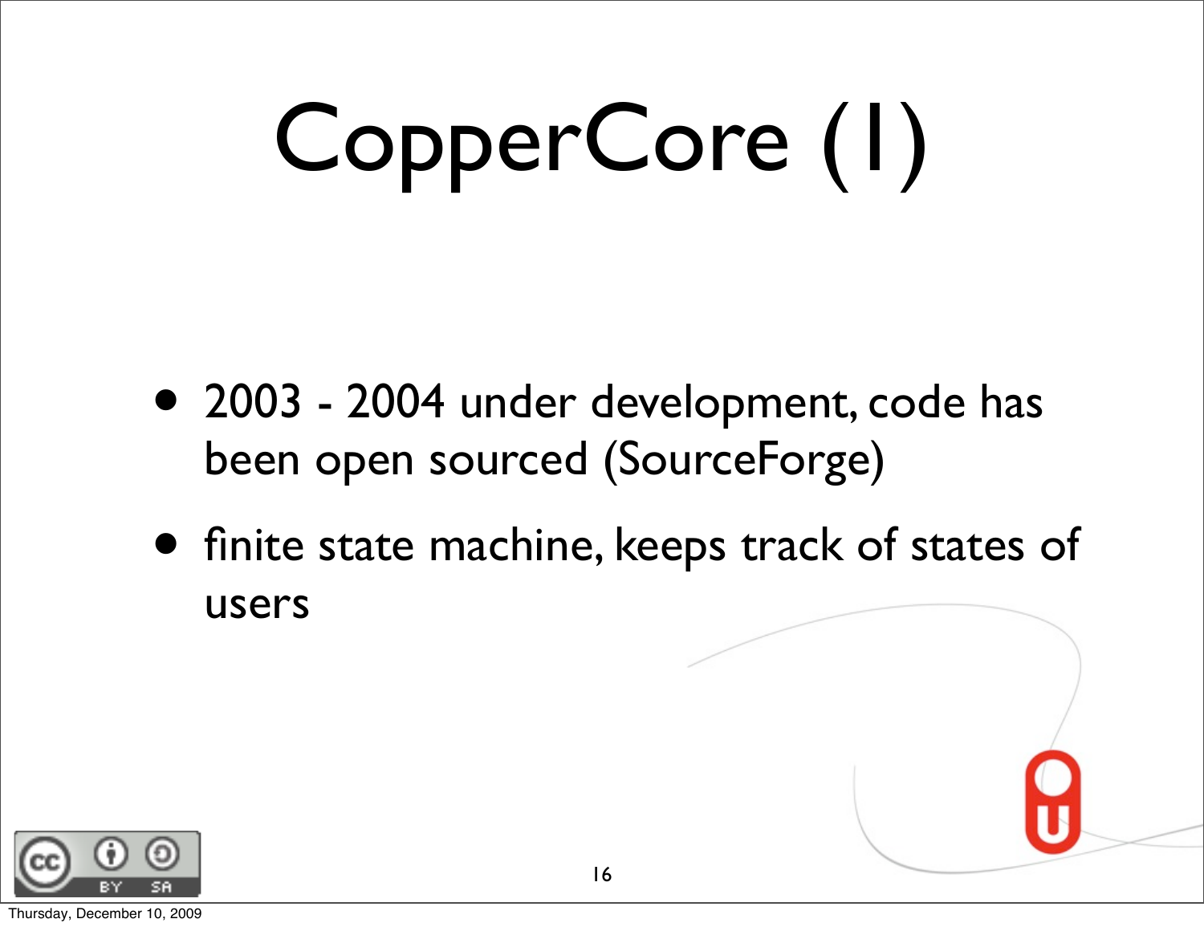# CopperCore (1)

- 2003 - 2004 under development, code has been open sourced (SourceForge)
- finite state machine, keeps track of states of users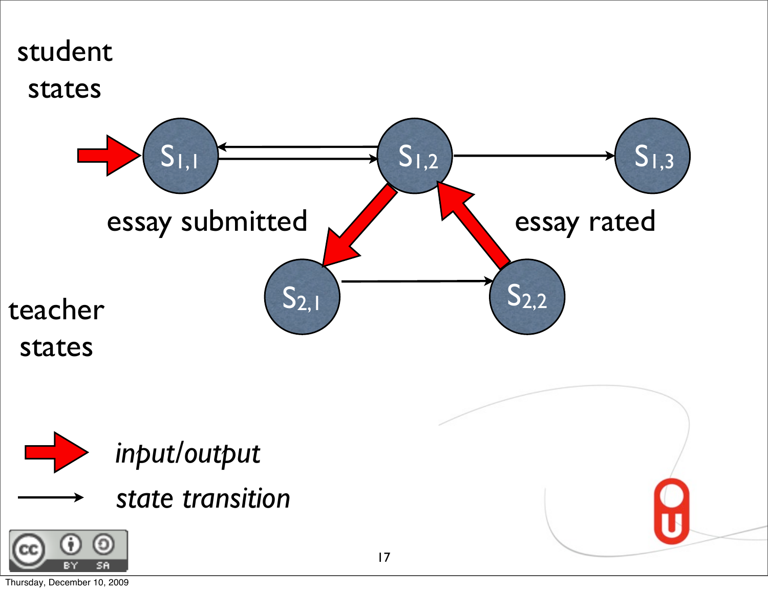student states

$S_{1,1}$ $S_{1,2}$ $S_{1,3}$

essay submitted

essay rated

$S_{2,1}$ $S_{2,2}$

teacher states

*input/output*

*state transition*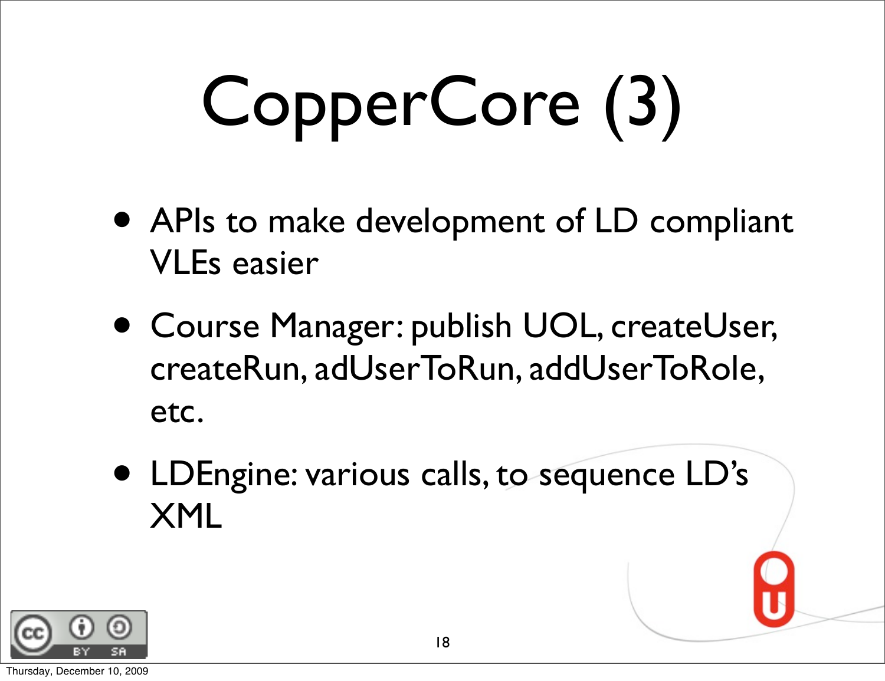# CopperCore (3)

- APIs to make development of LD compliant VLEs easier
- Course Manager: publish UOL, createUser, createRun, adUserToRun, addUserToRole, etc.
- LDEngine: various calls, to sequence LD's XML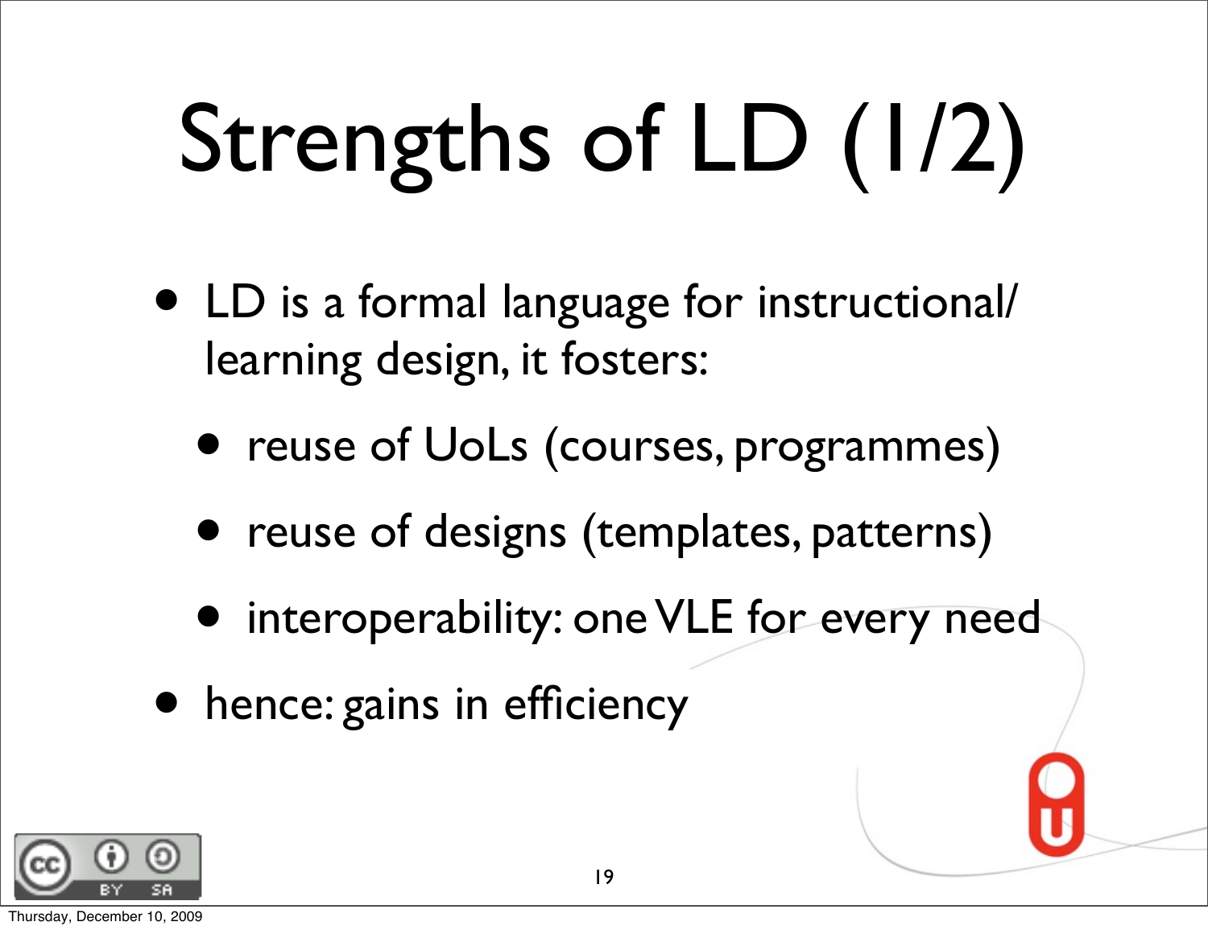# Strengths of LD (1/2)

- LD is a formal language for instructional/learning design, it fosters:
  - reuse of UoLs (courses, programmes)
  - reuse of designs (templates, patterns)
  - interoperability: one VLE for every need
- hence: gains in efficiency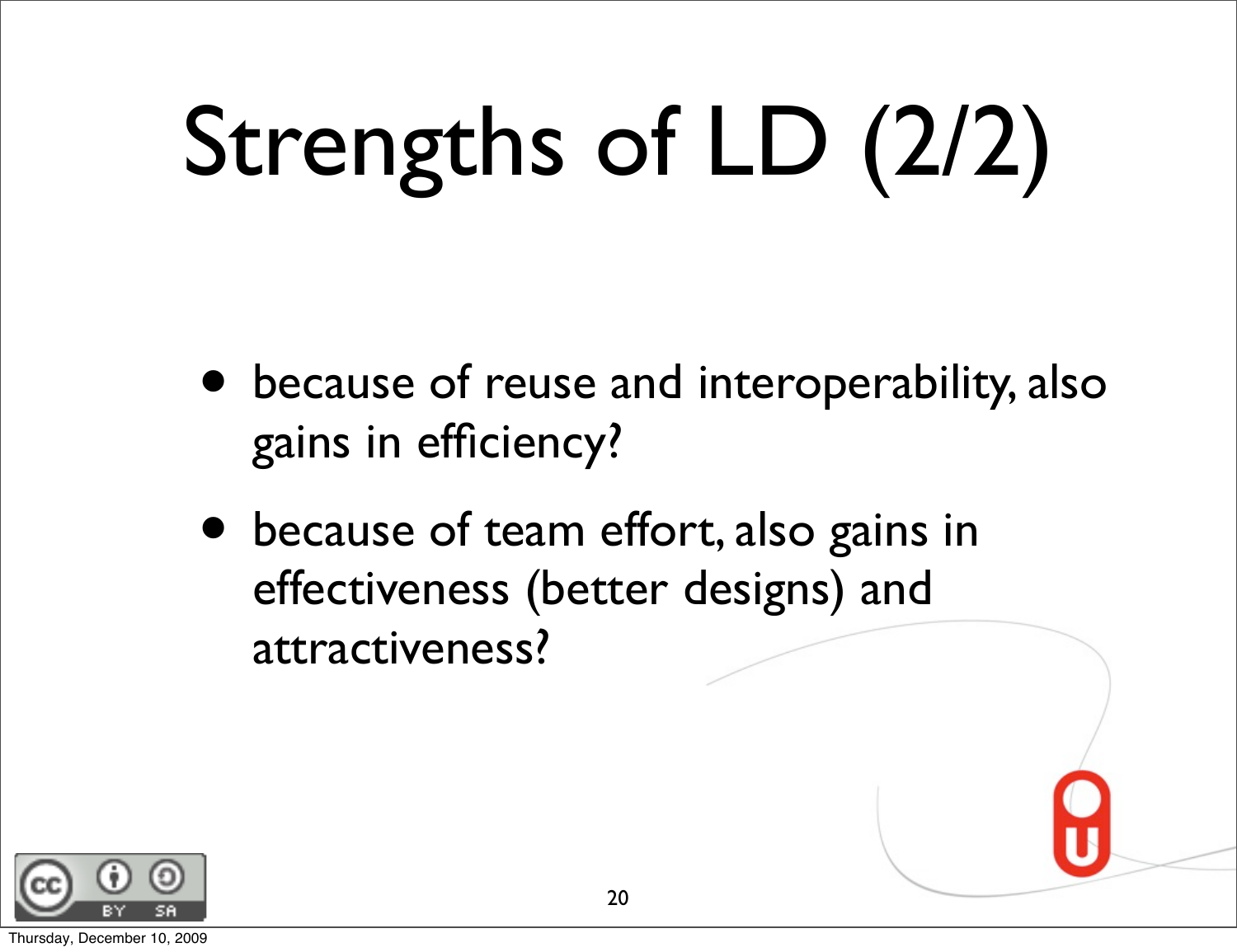# Strengths of LD (2/2)

- because of reuse and interoperability, also gains in efficiency?
- because of team effort, also gains in effectiveness (better designs) and attractiveness?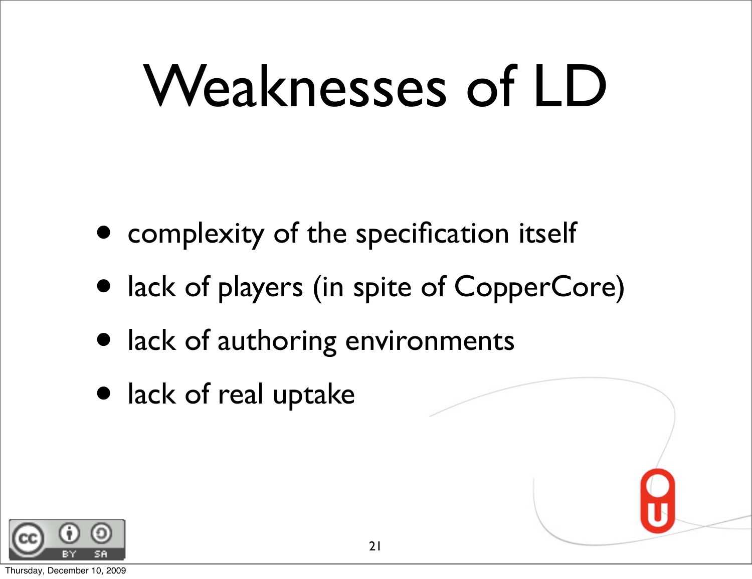# Weaknesses of LD

- complexity of the specification itself
- lack of players (in spite of CopperCore)
- lack of authoring environments
- lack of real uptake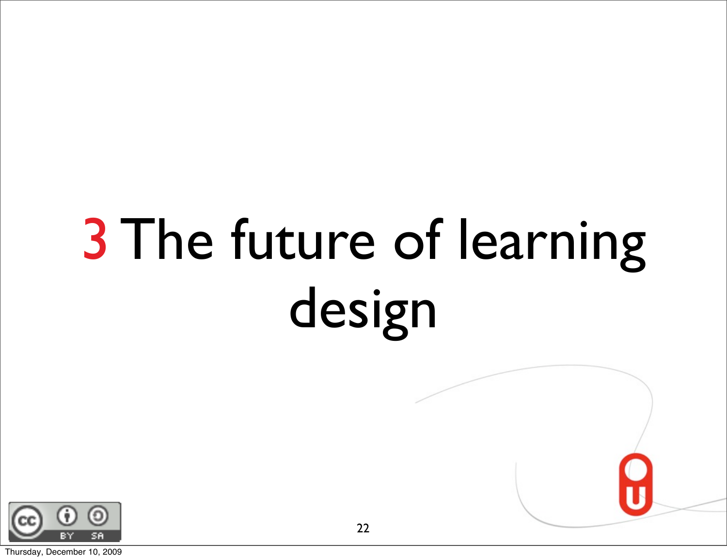# 3 The future of learning design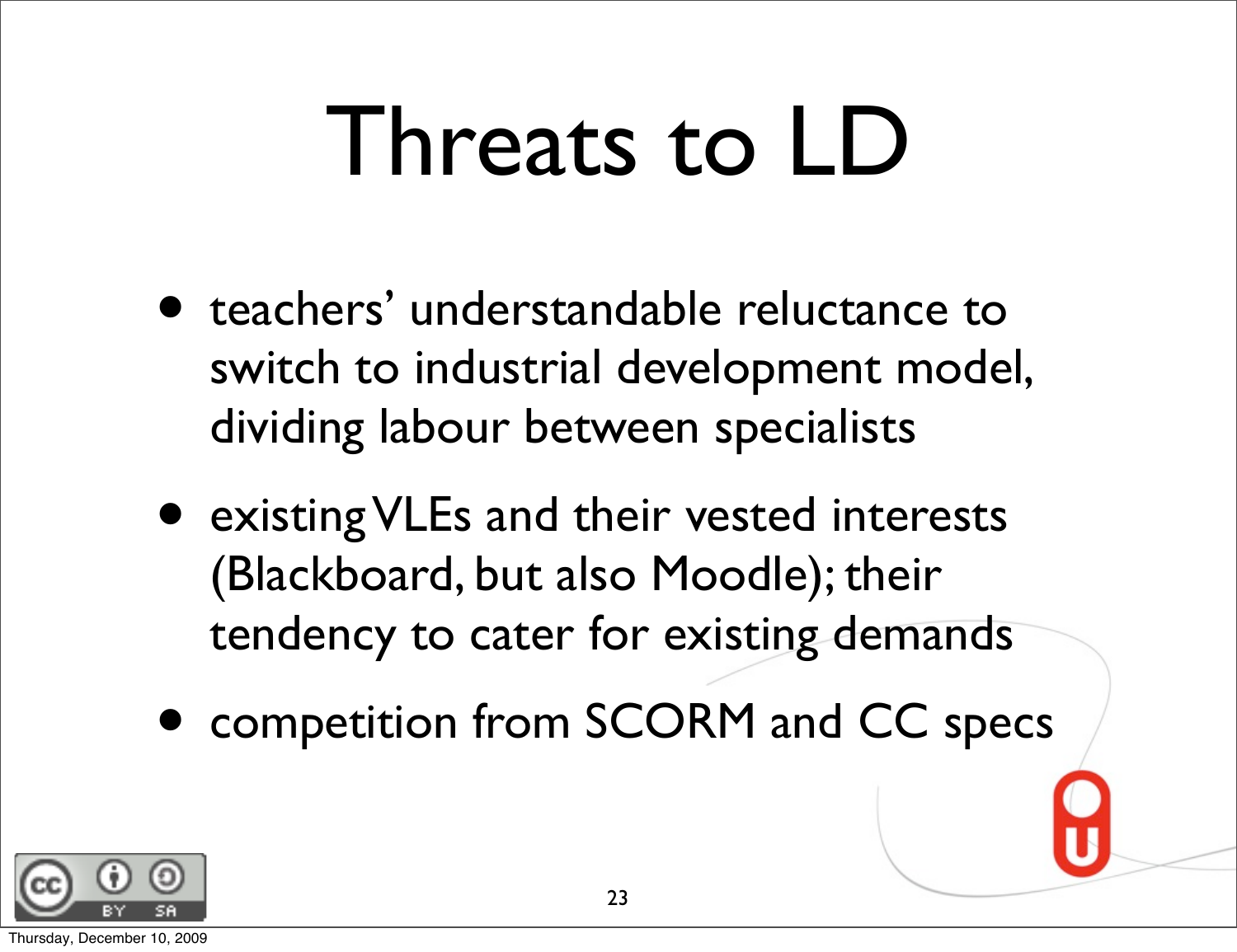# Threats to LD

- teachers' understandable reluctance to switch to industrial development model, dividing labour between specialists
- existing VLEs and their vested interests (Blackboard, but also Moodle); their tendency to cater for existing demands
- competition from SCORM and CC specs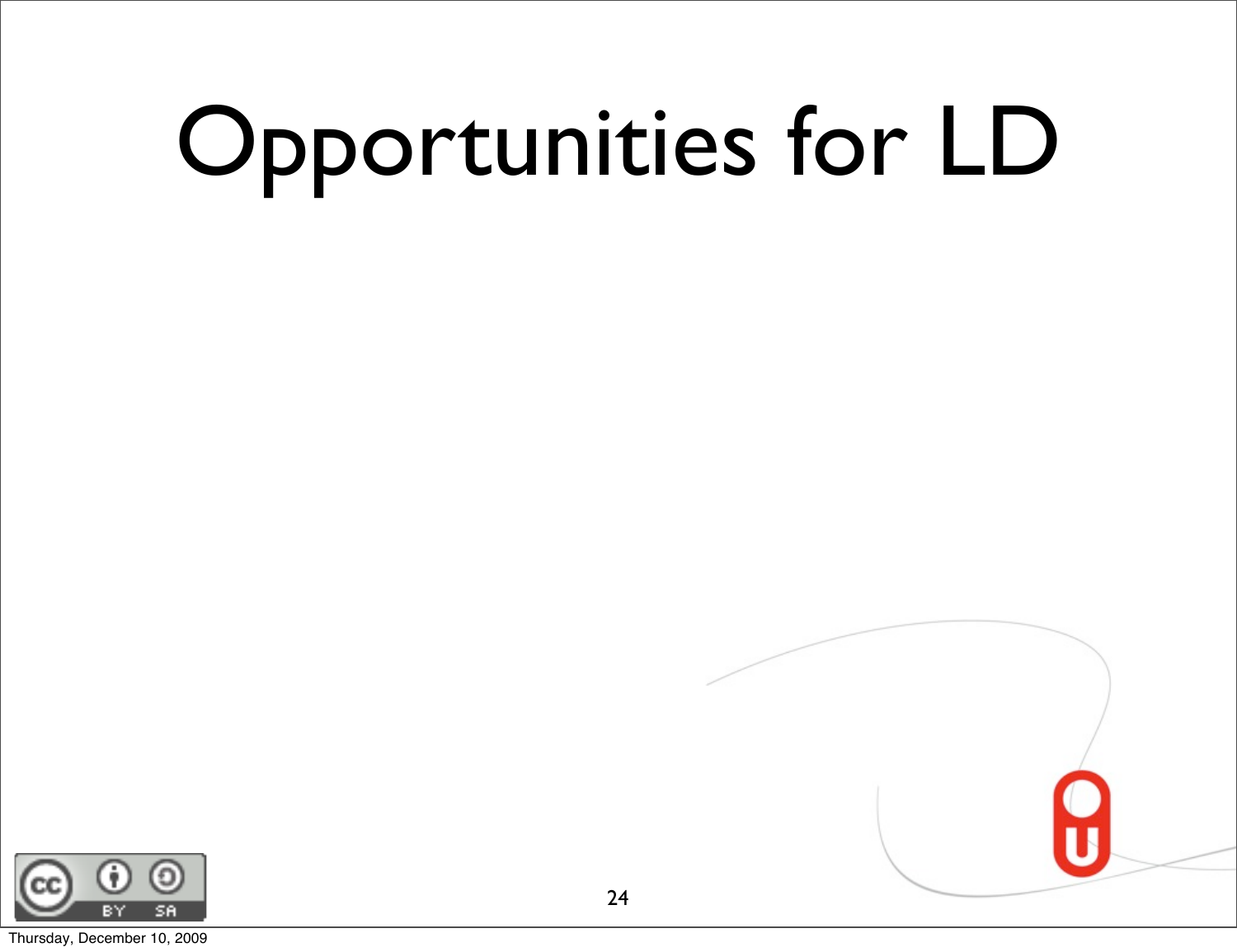# Opportunities for LD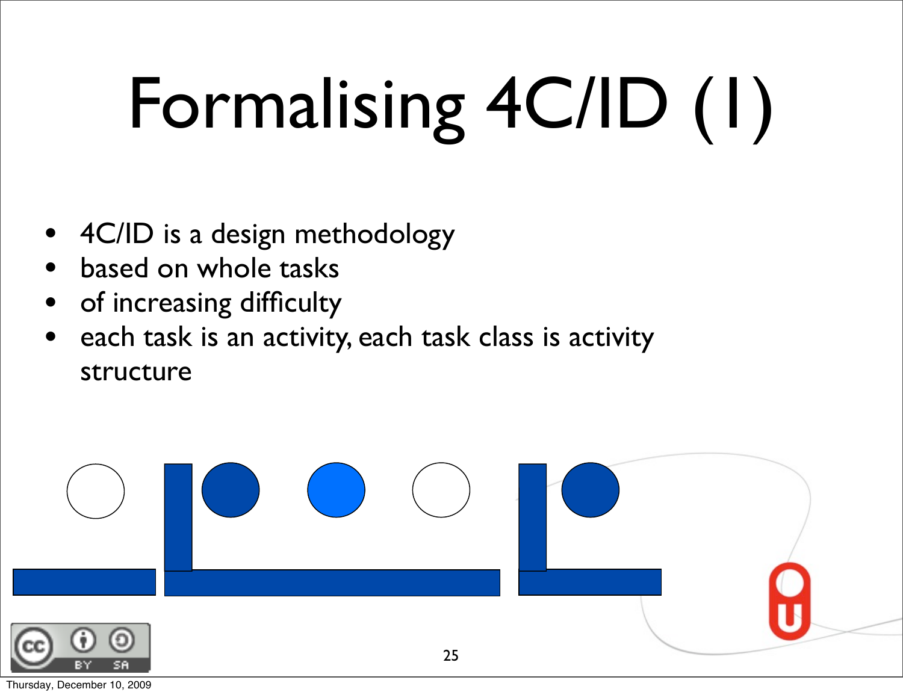# Formalising 4C/ID (1)

- 4C/ID is a design methodology
- based on whole tasks
- of increasing difficulty
- each task is an activity, each task class is activity structure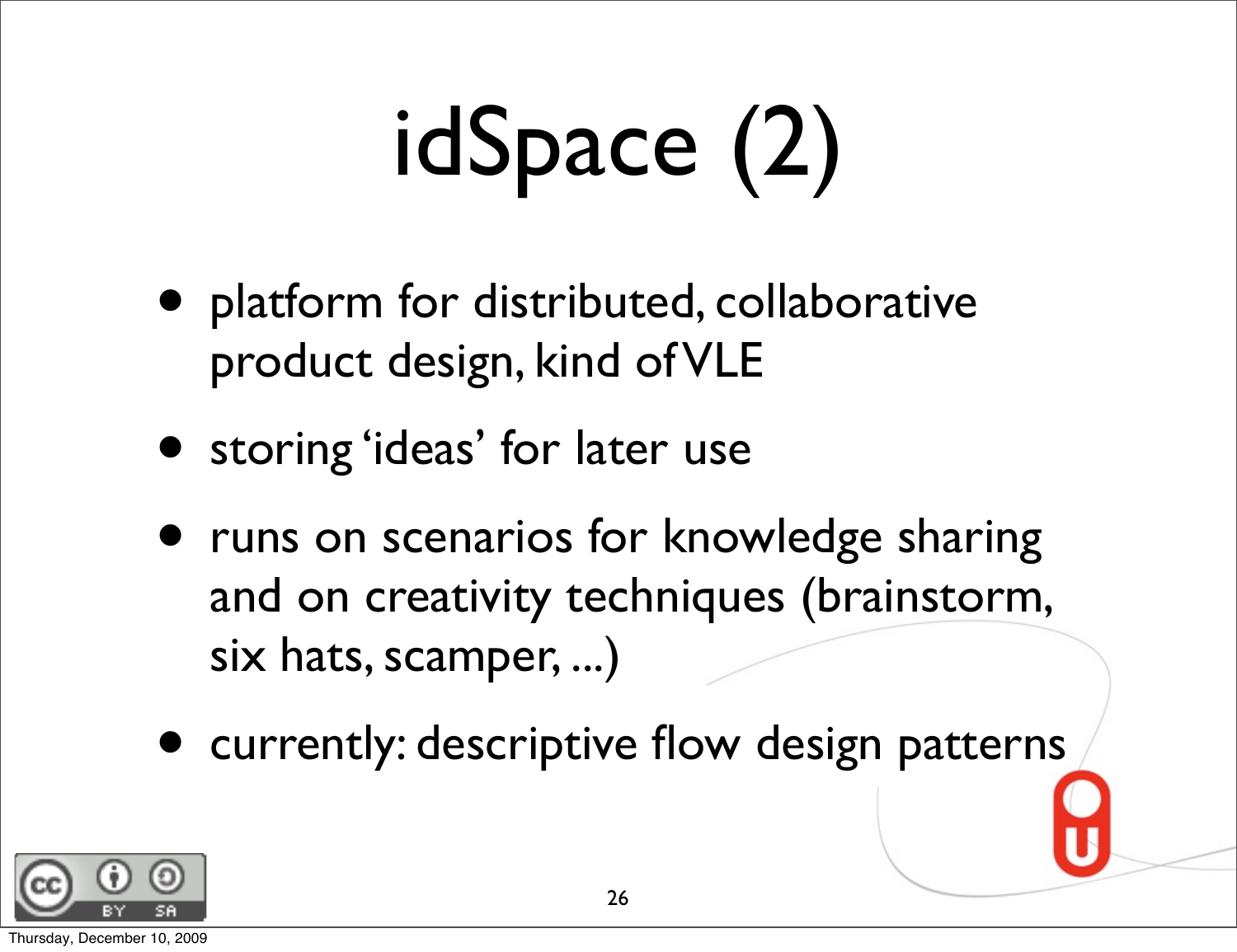# idSpace (2)

- platform for distributed, collaborative product design, kind of VLE
- storing 'ideas' for later use
- runs on scenarios for knowledge sharing and on creativity techniques (brainstorm, six hats, scamper, ...)
- currently: descriptive flow design patterns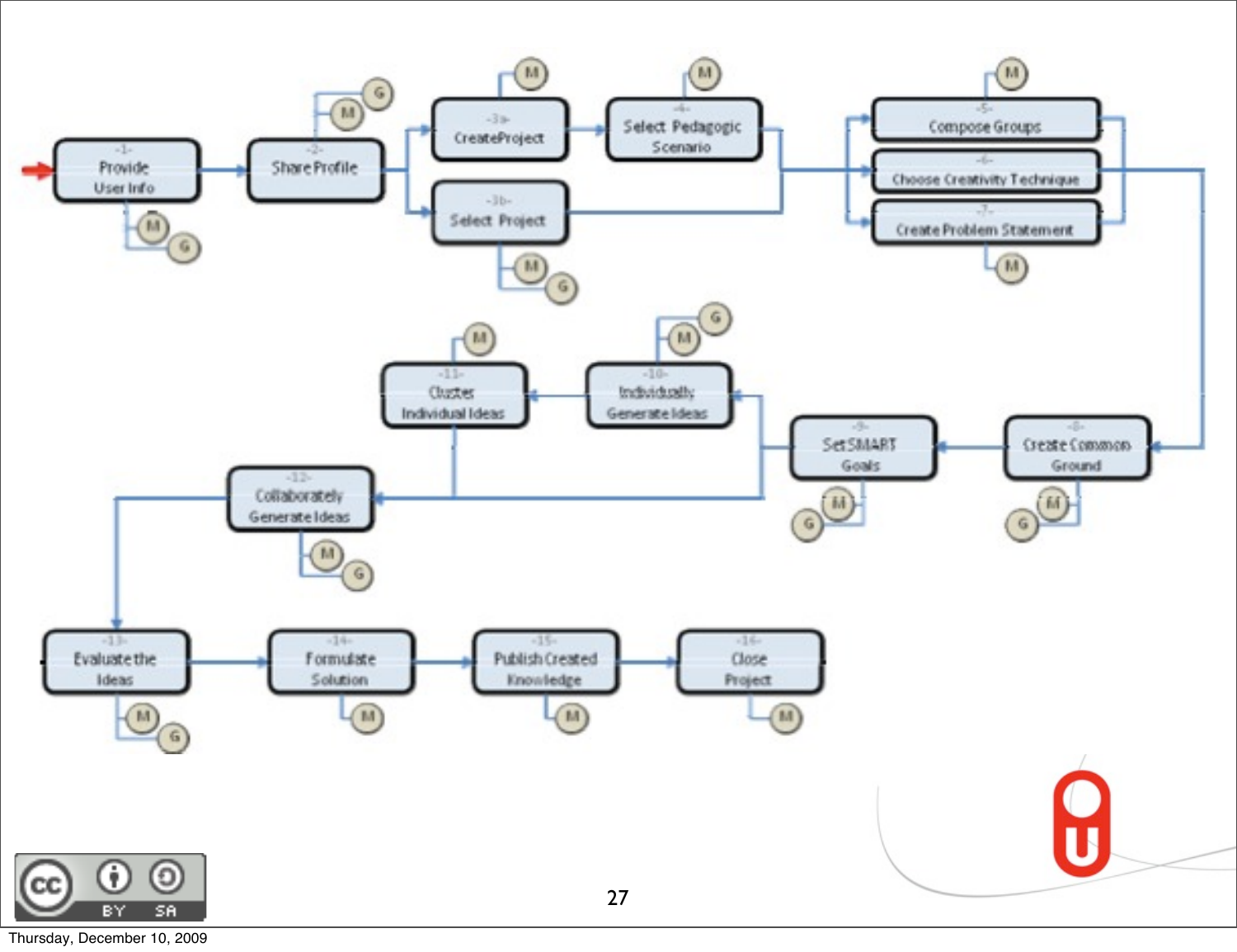- -1- Provide User Info (M, G)
- -2- Share Profile (M, G)
- -3a- Create Project (M)
- -3b- Select Project (M, G)
- -4- Select Pedagogic Scenario (M)
- -5- Compose Groups (M)
- -6- Choose Creativity Technique
- -7- Create Problem Statement (M)
- -8- Create Common Ground (M, G)
- -9- Set SMART Goals (M, G)
- -10- Individually Generate Ideas (M, G)
- -11- Clusters Individual Ideas (M)
- -12- Collaboratively Generate Ideas (M, G)
- -13- Evaluate the Ideas (M, G)
- -14- Formulate Solution (M)
- -15- Publish Created Knowledge (M)
- -16- Close Project (M)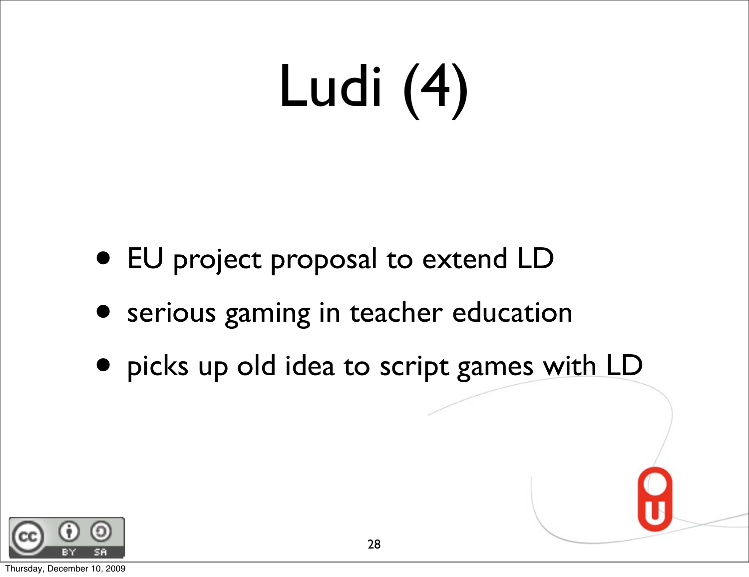# Ludi (4)

- EU project proposal to extend LD
- serious gaming in teacher education
- picks up old idea to script games with LD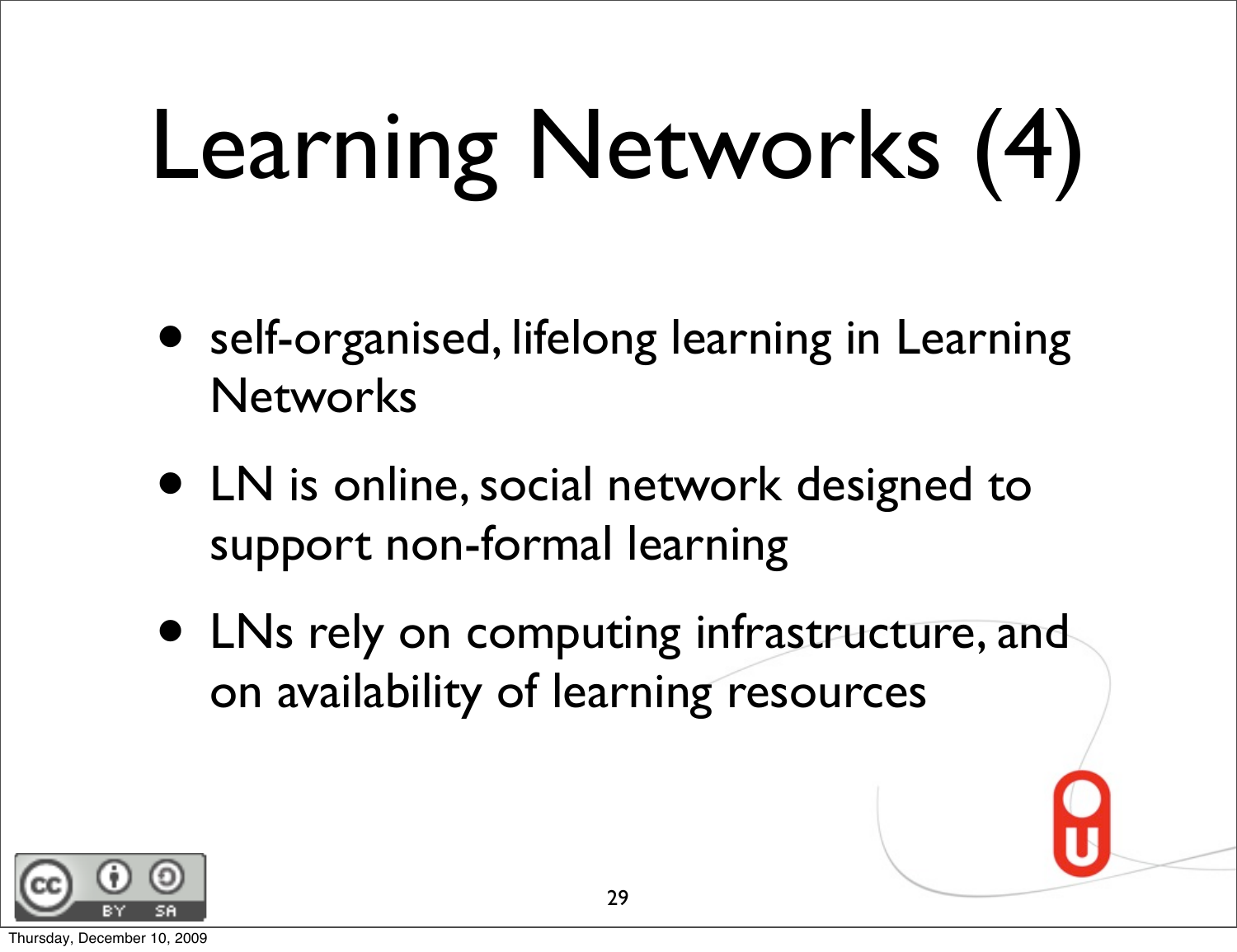# Learning Networks (4)

- self-organised, lifelong learning in Learning Networks
- LN is online, social network designed to support non-formal learning
- LNs rely on computing infrastructure, and on availability of learning resources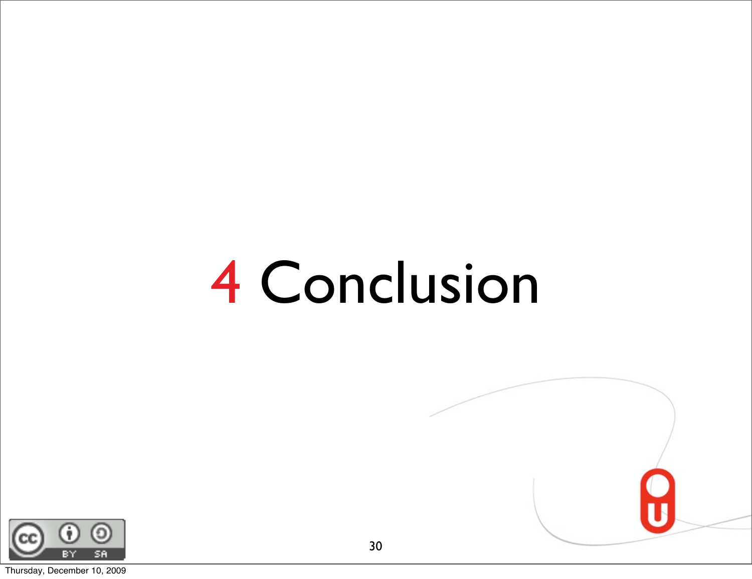# 4 Conclusion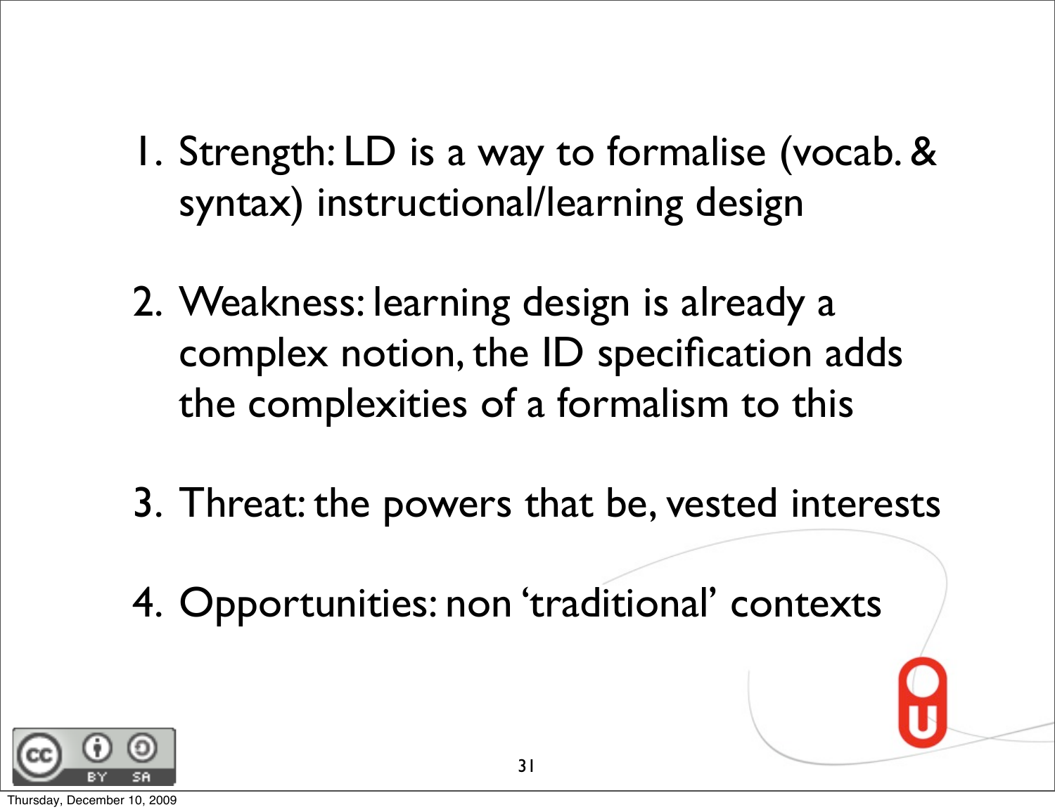1. Strength: LD is a way to formalise (vocab. & syntax) instructional/learning design

2. Weakness: learning design is already a complex notion, the ID specification adds the complexities of a formalism to this

3. Threat: the powers that be, vested interests

4. Opportunities: non 'traditional' contexts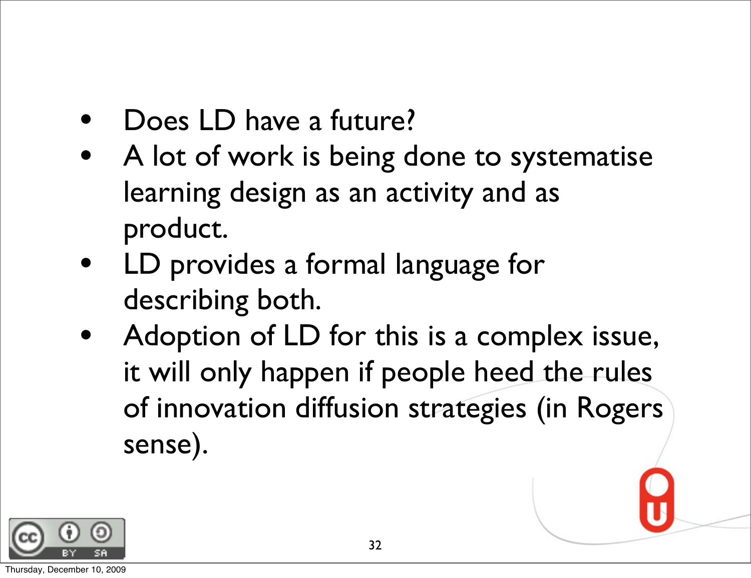- Does LD have a future?
- A lot of work is being done to systematise learning design as an activity and as product.
- LD provides a formal language for describing both.
- Adoption of LD for this is a complex issue, it will only happen if people heed the rules of innovation diffusion strategies (in Rogers sense).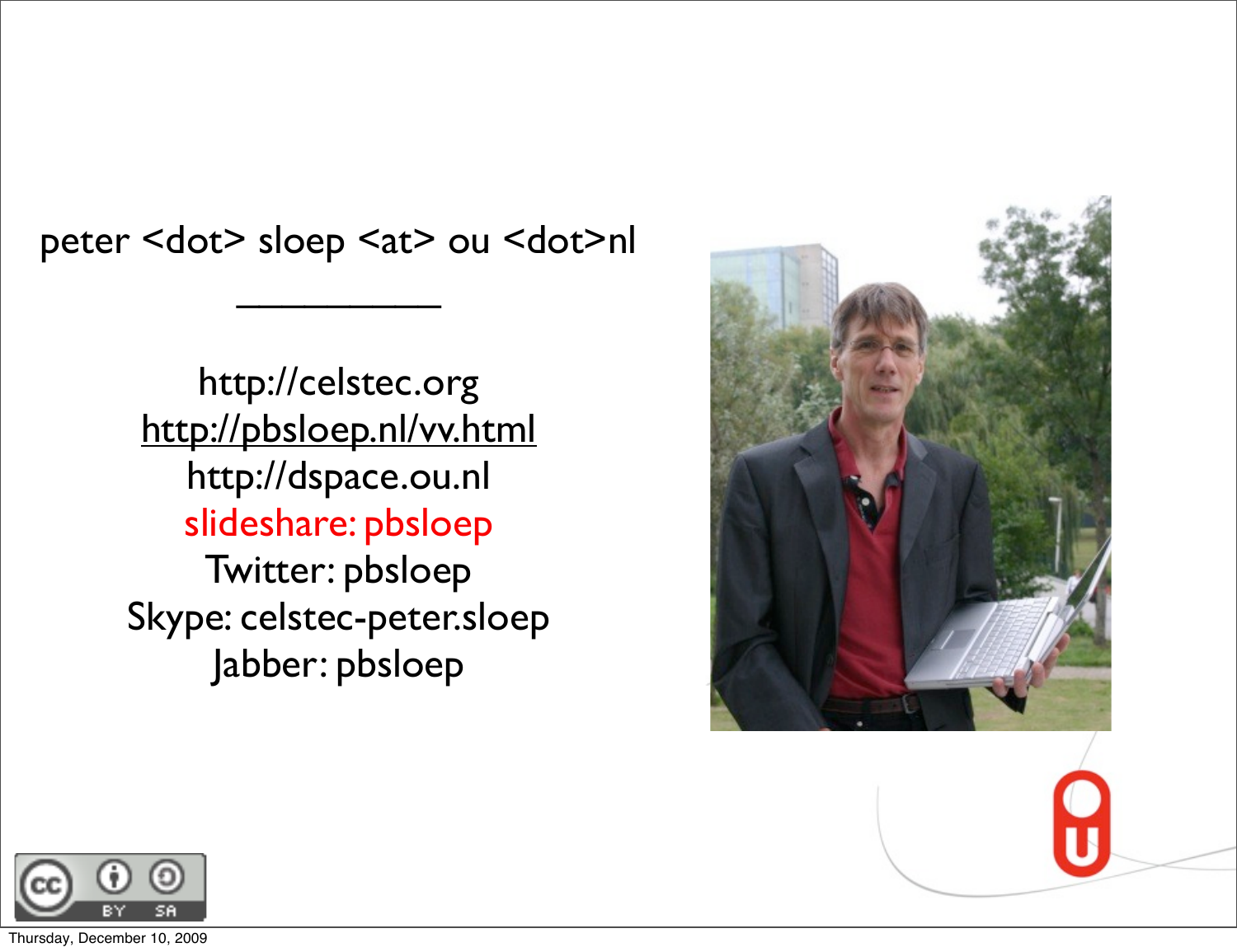peter <dot> sloep <at> ou <dot>nl

---

http://celstec.org
http://pbsloep.nl/vv.html
http://dspace.ou.nl
slideshare: pbsloep
Twitter: pbsloep
Skype: celstec-peter.sloep
Jabber: pbsloep

Thursday, December 10, 2009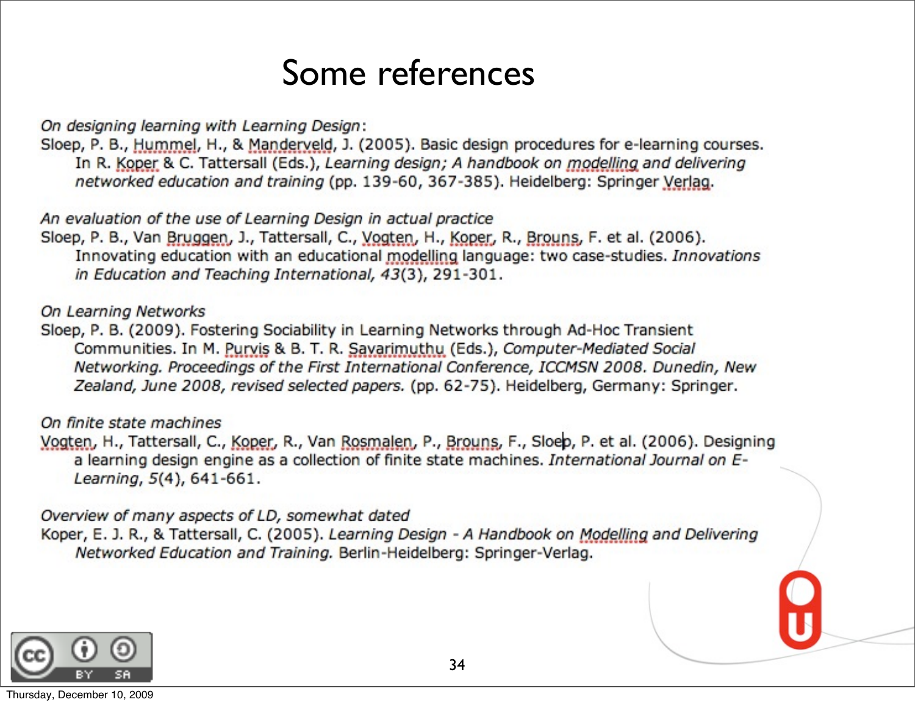# Some references

*On designing learning with Learning Design*:

Sloep, P. B., Hummel, H., & Manderveld, J. (2005). Basic design procedures for e-learning courses. In R. Koper & C. Tattersall (Eds.), *Learning design; A handbook on modelling and delivering networked education and training* (pp. 139-60, 367-385). Heidelberg: Springer Verlag.

*An evaluation of the use of Learning Design in actual practice*

Sloep, P. B., Van Bruggen, J., Tattersall, C., Vogten, H., Koper, R., Brouns, F. et al. (2006). Innovating education with an educational modelling language: two case-studies. *Innovations in Education and Teaching International, 43*(3), 291-301.

*On Learning Networks*

Sloep, P. B. (2009). Fostering Sociability in Learning Networks through Ad-Hoc Transient Communities. In M. Purvis & B. T. R. Savarimuthu (Eds.), *Computer-Mediated Social Networking. Proceedings of the First International Conference, ICCMSN 2008. Dunedin, New Zealand, June 2008, revised selected papers.* (pp. 62-75). Heidelberg, Germany: Springer.

*On finite state machines*

Vogten, H., Tattersall, C., Koper, R., Van Rosmalen, P., Brouns, F., Sloep, P. et al. (2006). Designing a learning design engine as a collection of finite state machines. *International Journal on E-Learning, 5*(4), 641-661.

*Overview of many aspects of LD, somewhat dated*

Koper, E. J. R., & Tattersall, C. (2005). *Learning Design - A Handbook on Modelling and Delivering Networked Education and Training.* Berlin-Heidelberg: Springer-Verlag.